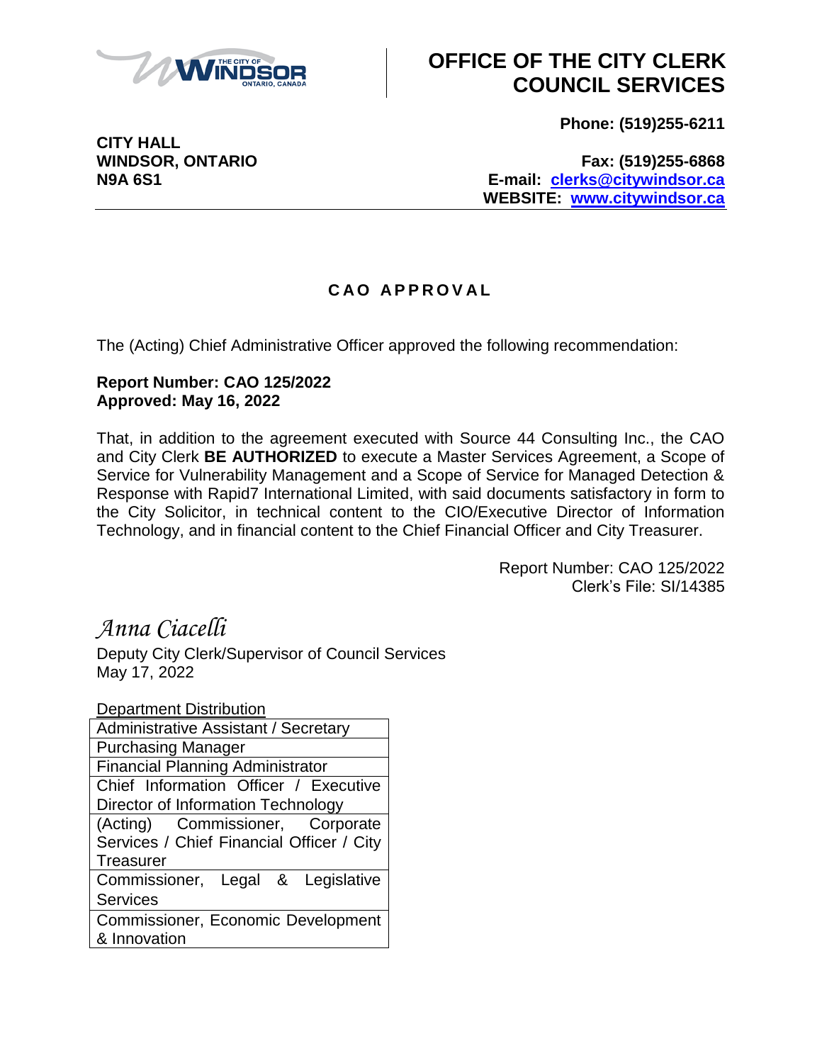# OFFICE OF THE CITY CLERK COUNCIL SERVICES

**CITY HALL**
**WINDSOR, ONTARIO**
**N9A 6S1**

**Phone: (519)255-6211**
**Fax: (519)255-6868**
**E-mail: clerks@citywindsor.ca**
**WEBSITE: www.citywindsor.ca**

## CAO APPROVAL

The (Acting) Chief Administrative Officer approved the following recommendation:

**Report Number: CAO 125/2022**
**Approved: May 16, 2022**

That, in addition to the agreement executed with Source 44 Consulting Inc., the CAO and City Clerk **BE AUTHORIZED** to execute a Master Services Agreement, a Scope of Service for Vulnerability Management and a Scope of Service for Managed Detection & Response with Rapid7 International Limited, with said documents satisfactory in form to the City Solicitor, in technical content to the CIO/Executive Director of Information Technology, and in financial content to the Chief Financial Officer and City Treasurer.

Report Number: CAO 125/2022
Clerk's File: SI/14385

*Anna Ciacelli*
Deputy City Clerk/Supervisor of Council Services
May 17, 2022

| Department Distribution |
| --- |
| Administrative Assistant / Secretary |
| Purchasing Manager |
| Financial Planning Administrator |
| Chief Information Officer / Executive Director of Information Technology |
| (Acting) Commissioner, Corporate Services / Chief Financial Officer / City Treasurer |
| Commissioner, Legal & Legislative Services |
| Commissioner, Economic Development & Innovation |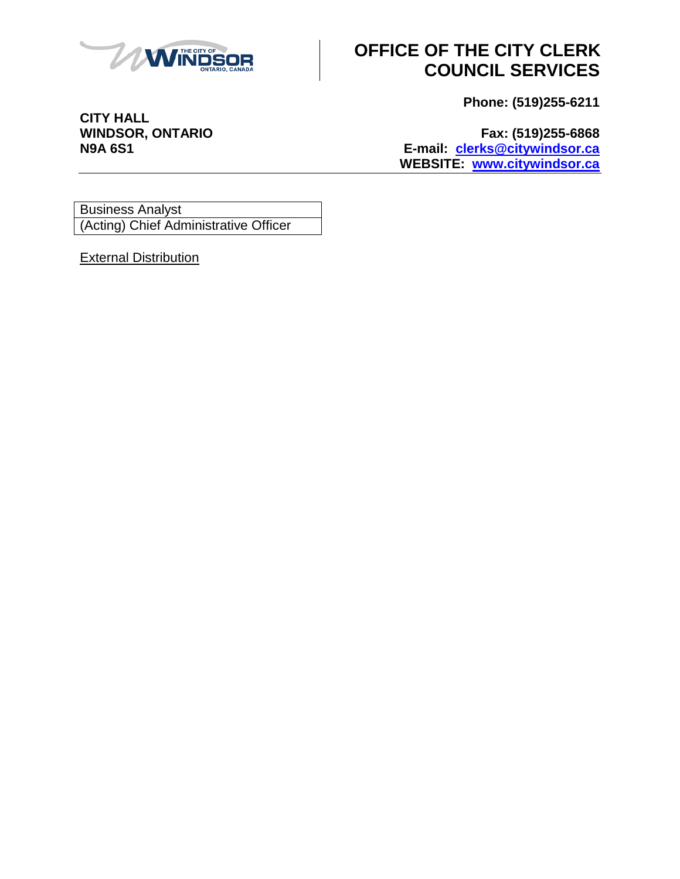**OFFICE OF THE CITY CLERK**
**COUNCIL SERVICES**

**CITY HALL**
**WINDSOR, ONTARIO**
**N9A 6S1**

**Phone: (519)255-6211**

**Fax: (519)255-6868**
**E-mail: clerks@citywindsor.ca**
**WEBSITE: www.citywindsor.ca**

| |
|---|
| Business Analyst |
| (Acting) Chief Administrative Officer |

External Distribution